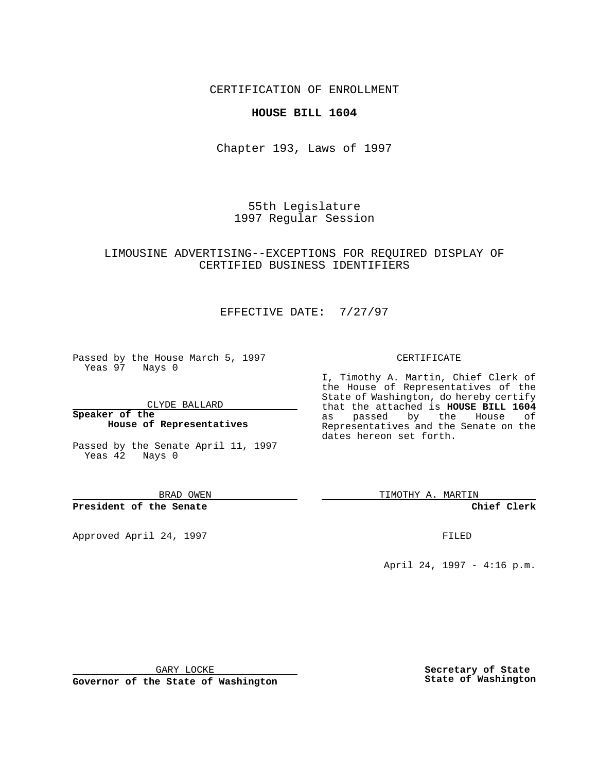CERTIFICATION OF ENROLLMENT

**HOUSE BILL 1604**

Chapter 193, Laws of 1997

55th Legislature
1997 Regular Session

LIMOUSINE ADVERTISING--EXCEPTIONS FOR REQUIRED DISPLAY OF CERTIFIED BUSINESS IDENTIFIERS

EFFECTIVE DATE: 7/27/97

Passed by the House March 5, 1997
Yeas 97 Nays 0

CLYDE BALLARD

**Speaker of the House of Representatives**

Passed by the Senate April 11, 1997
Yeas 42 Nays 0

BRAD OWEN

**President of the Senate**

Approved April 24, 1997

GARY LOCKE

**Governor of the State of Washington**

CERTIFICATE

I, Timothy A. Martin, Chief Clerk of the House of Representatives of the State of Washington, do hereby certify that the attached is **HOUSE BILL 1604** as passed by the House of Representatives and the Senate on the dates hereon set forth.

TIMOTHY A. MARTIN

**Chief Clerk**

FILED

April 24, 1997 - 4:16 p.m.

**Secretary of State**
**State of Washington**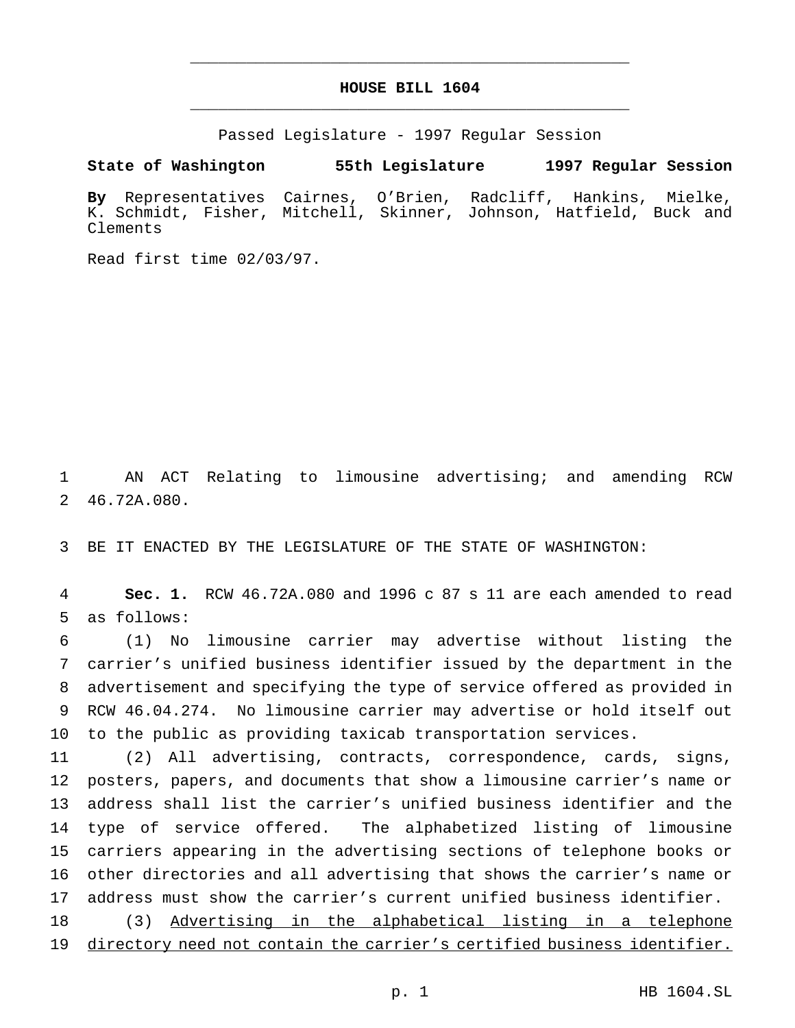# HOUSE BILL 1604

Passed Legislature - 1997 Regular Session

**State of Washington 55th Legislature 1997 Regular Session**

**By** Representatives Cairnes, O'Brien, Radcliff, Hankins, Mielke, K. Schmidt, Fisher, Mitchell, Skinner, Johnson, Hatfield, Buck and Clements

Read first time 02/03/97.

AN ACT Relating to limousine advertising; and amending RCW 46.72A.080.

BE IT ENACTED BY THE LEGISLATURE OF THE STATE OF WASHINGTON:

**Sec. 1.** RCW 46.72A.080 and 1996 c 87 s 11 are each amended to read as follows:

(1) No limousine carrier may advertise without listing the carrier's unified business identifier issued by the department in the advertisement and specifying the type of service offered as provided in RCW 46.04.274. No limousine carrier may advertise or hold itself out to the public as providing taxicab transportation services.

(2) All advertising, contracts, correspondence, cards, signs, posters, papers, and documents that show a limousine carrier's name or address shall list the carrier's unified business identifier and the type of service offered. The alphabetized listing of limousine carriers appearing in the advertising sections of telephone books or other directories and all advertising that shows the carrier's name or address must show the carrier's current unified business identifier.

(3) <u>Advertising in the alphabetical listing in a telephone directory need not contain the carrier's certified business identifier.</u>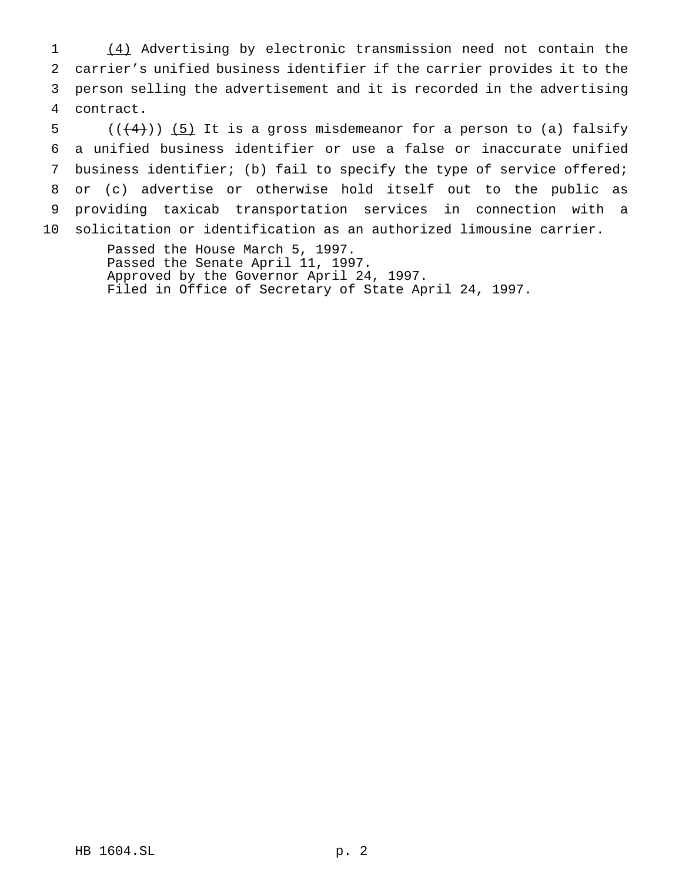(4) Advertising by electronic transmission need not contain the carrier's unified business identifier if the carrier provides it to the person selling the advertisement and it is recorded in the advertising contract.

((~~(4)~~)) (5) It is a gross misdemeanor for a person to (a) falsify a unified business identifier or use a false or inaccurate unified business identifier; (b) fail to specify the type of service offered; or (c) advertise or otherwise hold itself out to the public as providing taxicab transportation services in connection with a solicitation or identification as an authorized limousine carrier.

Passed the House March 5, 1997.
Passed the Senate April 11, 1997.
Approved by the Governor April 24, 1997.
Filed in Office of Secretary of State April 24, 1997.